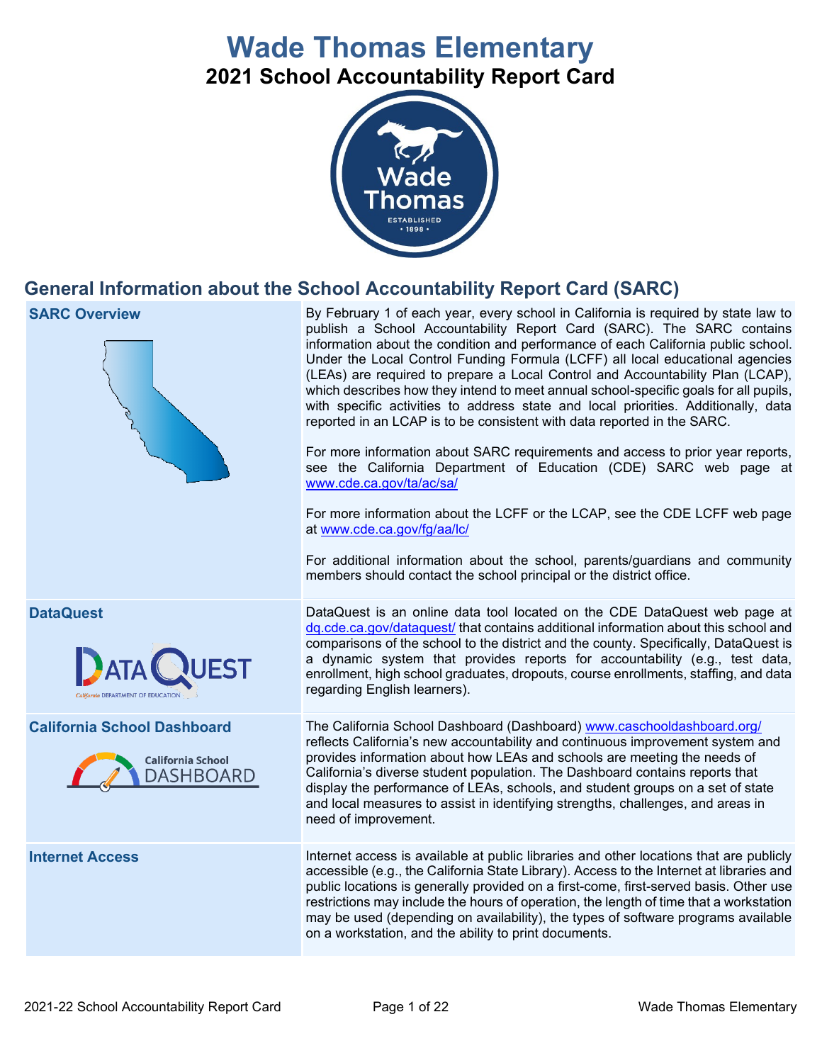# Wade Thomas Elementary

## 2021 School Accountability Report Card

## General Information about the School Accountability Report Card (SARC)

| | |
|---|---|
| **SARC Overview** | By February 1 of each year, every school in California is required by state law to publish a School Accountability Report Card (SARC). The SARC contains information about the condition and performance of each California public school. Under the Local Control Funding Formula (LCFF) all local educational agencies (LEAs) are required to prepare a Local Control and Accountability Plan (LCAP), which describes how they intend to meet annual school-specific goals for all pupils, with specific activities to address state and local priorities. Additionally, data reported in an LCAP is to be consistent with data reported in the SARC.<br><br>For more information about SARC requirements and access to prior year reports, see the California Department of Education (CDE) SARC web page at www.cde.ca.gov/ta/ac/sa/<br><br>For more information about the LCFF or the LCAP, see the CDE LCFF web page at www.cde.ca.gov/fg/aa/lc/<br><br>For additional information about the school, parents/guardians and community members should contact the school principal or the district office. |
| **DataQuest** | DataQuest is an online data tool located on the CDE DataQuest web page at dq.cde.ca.gov/dataquest/ that contains additional information about this school and comparisons of the school to the district and the county. Specifically, DataQuest is a dynamic system that provides reports for accountability (e.g., test data, enrollment, high school graduates, dropouts, course enrollments, staffing, and data regarding English learners). |
| **California School Dashboard** | The California School Dashboard (Dashboard) www.caschooldashboard.org/ reflects California's new accountability and continuous improvement system and provides information about how LEAs and schools are meeting the needs of California's diverse student population. The Dashboard contains reports that display the performance of LEAs, schools, and student groups on a set of state and local measures to assist in identifying strengths, challenges, and areas in need of improvement. |
| **Internet Access** | Internet access is available at public libraries and other locations that are publicly accessible (e.g., the California State Library). Access to the Internet at libraries and public locations is generally provided on a first-come, first-served basis. Other use restrictions may include the hours of operation, the length of time that a workstation may be used (depending on availability), the types of software programs available on a workstation, and the ability to print documents. |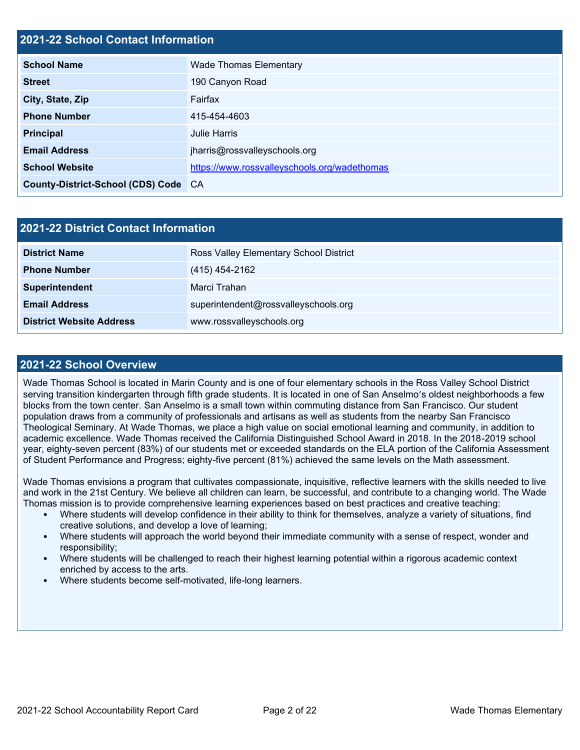## 2021-22 School Contact Information

| | |
|---|---|
| **School Name** | Wade Thomas Elementary |
| **Street** | 190 Canyon Road |
| **City, State, Zip** | Fairfax |
| **Phone Number** | 415-454-4603 |
| **Principal** | Julie Harris |
| **Email Address** | jharris@rossvalleyschools.org |
| **School Website** | https://www.rossvalleyschools.org/wadethomas |
| **County-District-School (CDS) Code** | CA |

## 2021-22 District Contact Information

| | |
|---|---|
| **District Name** | Ross Valley Elementary School District |
| **Phone Number** | (415) 454-2162 |
| **Superintendent** | Marci Trahan |
| **Email Address** | superintendent@rossvalleyschools.org |
| **District Website Address** | www.rossvalleyschools.org |

## 2021-22 School Overview

Wade Thomas School is located in Marin County and is one of four elementary schools in the Ross Valley School District serving transition kindergarten through fifth grade students. It is located in one of San Anselmo's oldest neighborhoods a few blocks from the town center. San Anselmo is a small town within commuting distance from San Francisco. Our student population draws from a community of professionals and artisans as well as students from the nearby San Francisco Theological Seminary. At Wade Thomas, we place a high value on social emotional learning and community, in addition to academic excellence. Wade Thomas received the California Distinguished School Award in 2018. In the 2018-2019 school year, eighty-seven percent (83%) of our students met or exceeded standards on the ELA portion of the California Assessment of Student Performance and Progress; eighty-five percent (81%) achieved the same levels on the Math assessment.

Wade Thomas envisions a program that cultivates compassionate, inquisitive, reflective learners with the skills needed to live and work in the 21st Century. We believe all children can learn, be successful, and contribute to a changing world. The Wade Thomas mission is to provide comprehensive learning experiences based on best practices and creative teaching:

- Where students will develop confidence in their ability to think for themselves, analyze a variety of situations, find creative solutions, and develop a love of learning;
- Where students will approach the world beyond their immediate community with a sense of respect, wonder and responsibility;
- Where students will be challenged to reach their highest learning potential within a rigorous academic context enriched by access to the arts.
- Where students become self-motivated, life-long learners.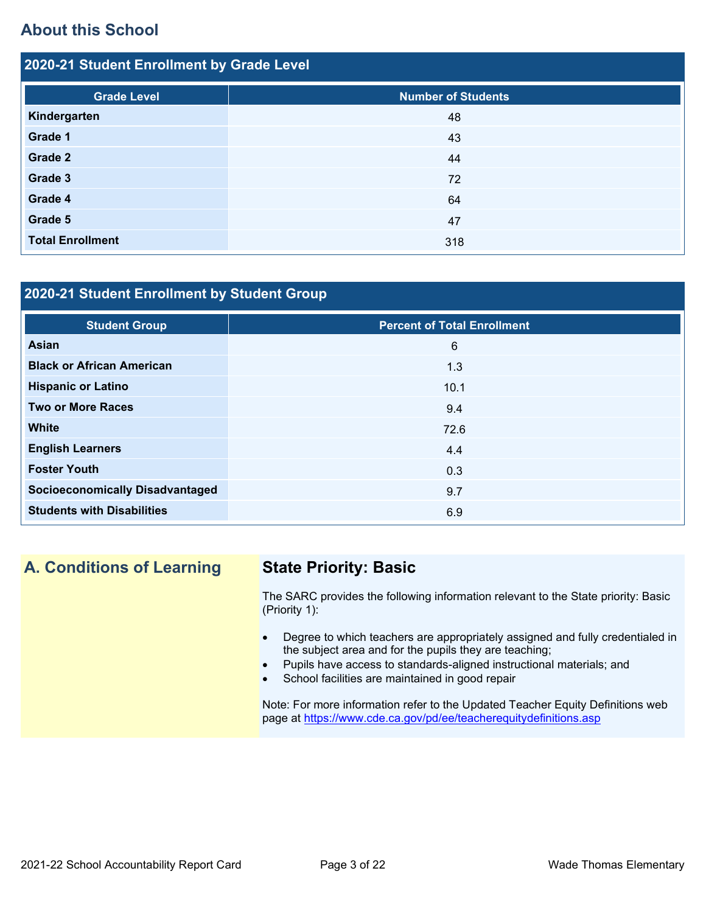## About this School

### 2020-21 Student Enrollment by Grade Level

| Grade Level | Number of Students |
| --- | --- |
| **Kindergarten** | 48 |
| **Grade 1** | 43 |
| **Grade 2** | 44 |
| **Grade 3** | 72 |
| **Grade 4** | 64 |
| **Grade 5** | 47 |
| **Total Enrollment** | 318 |

### 2020-21 Student Enrollment by Student Group

| Student Group | Percent of Total Enrollment |
| --- | --- |
| **Asian** | 6 |
| **Black or African American** | 1.3 |
| **Hispanic or Latino** | 10.1 |
| **Two or More Races** | 9.4 |
| **White** | 72.6 |
| **English Learners** | 4.4 |
| **Foster Youth** | 0.3 |
| **Socioeconomically Disadvantaged** | 9.7 |
| **Students with Disabilities** | 6.9 |

## A. Conditions of Learning

### State Priority: Basic

The SARC provides the following information relevant to the State priority: Basic (Priority 1):

- Degree to which teachers are appropriately assigned and fully credentialed in the subject area and for the pupils they are teaching;
- Pupils have access to standards-aligned instructional materials; and
- School facilities are maintained in good repair

Note: For more information refer to the Updated Teacher Equity Definitions web page at https://www.cde.ca.gov/pd/ee/teacherequitydefinitions.asp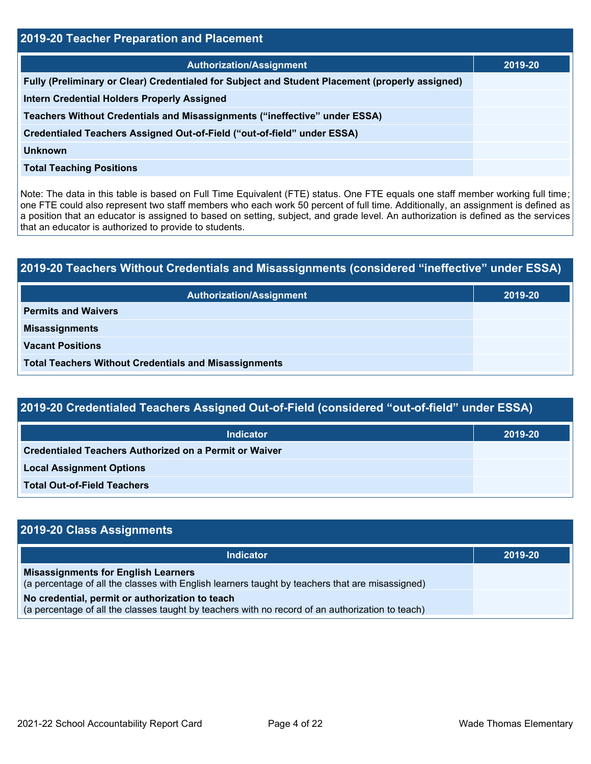## 2019-20 Teacher Preparation and Placement

| Authorization/Assignment | 2019-20 |
| --- | --- |
| Fully (Preliminary or Clear) Credentialed for Subject and Student Placement (properly assigned) | |
| Intern Credential Holders Properly Assigned | |
| Teachers Without Credentials and Misassignments ("ineffective" under ESSA) | |
| Credentialed Teachers Assigned Out-of-Field ("out-of-field" under ESSA) | |
| Unknown | |
| Total Teaching Positions | |

Note: The data in this table is based on Full Time Equivalent (FTE) status. One FTE equals one staff member working full time; one FTE could also represent two staff members who each work 50 percent of full time. Additionally, an assignment is defined as a position that an educator is assigned to based on setting, subject, and grade level. An authorization is defined as the services that an educator is authorized to provide to students.

## 2019-20 Teachers Without Credentials and Misassignments (considered "ineffective" under ESSA)

| Authorization/Assignment | 2019-20 |
| --- | --- |
| Permits and Waivers | |
| Misassignments | |
| Vacant Positions | |
| Total Teachers Without Credentials and Misassignments | |

## 2019-20 Credentialed Teachers Assigned Out-of-Field (considered "out-of-field" under ESSA)

| Indicator | 2019-20 |
| --- | --- |
| Credentialed Teachers Authorized on a Permit or Waiver | |
| Local Assignment Options | |
| Total Out-of-Field Teachers | |

## 2019-20 Class Assignments

| Indicator | 2019-20 |
| --- | --- |
| **Misassignments for English Learners** (a percentage of all the classes with English learners taught by teachers that are misassigned) | |
| **No credential, permit or authorization to teach** (a percentage of all the classes taught by teachers with no record of an authorization to teach) | |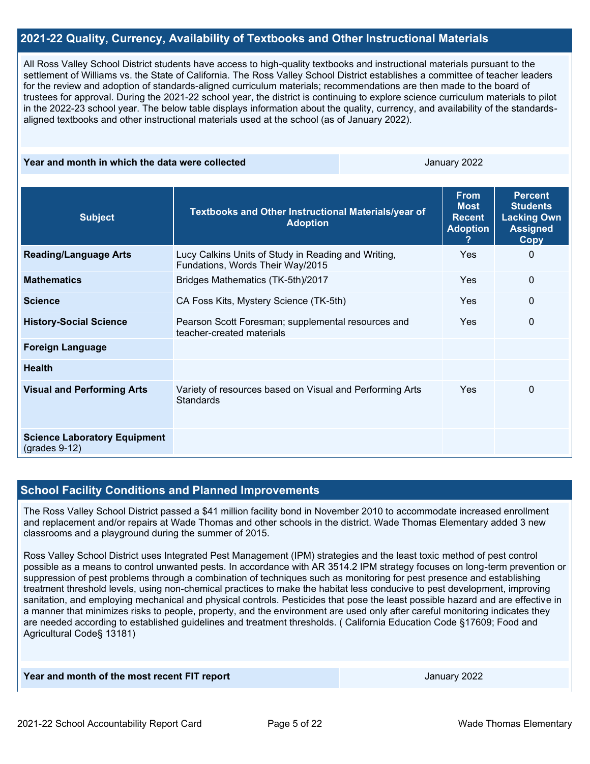## 2021-22 Quality, Currency, Availability of Textbooks and Other Instructional Materials

All Ross Valley School District students have access to high-quality textbooks and instructional materials pursuant to the settlement of Williams vs. the State of California. The Ross Valley School District establishes a committee of teacher leaders for the review and adoption of standards-aligned curriculum materials; recommendations are then made to the board of trustees for approval. During the 2021-22 school year, the district is continuing to explore science curriculum materials to pilot in the 2022-23 school year. The below table displays information about the quality, currency, and availability of the standards-aligned textbooks and other instructional materials used at the school (as of January 2022).

| Year and month in which the data were collected | January 2022 |
|---|---|

| Subject | Textbooks and Other Instructional Materials/year of Adoption | From Most Recent Adoption ? | Percent Students Lacking Own Assigned Copy |
|---|---|---|---|
| **Reading/Language Arts** | Lucy Calkins Units of Study in Reading and Writing, Fundations, Words Their Way/2015 | Yes | 0 |
| **Mathematics** | Bridges Mathematics (TK-5th)/2017 | Yes | 0 |
| **Science** | CA Foss Kits, Mystery Science (TK-5th) | Yes | 0 |
| **History-Social Science** | Pearson Scott Foresman; supplemental resources and teacher-created materials | Yes | 0 |
| **Foreign Language** | | | |
| **Health** | | | |
| **Visual and Performing Arts** | Variety of resources based on Visual and Performing Arts Standards | Yes | 0 |
| **Science Laboratory Equipment** (grades 9-12) | | | |

## School Facility Conditions and Planned Improvements

The Ross Valley School District passed a $41 million facility bond in November 2010 to accommodate increased enrollment and replacement and/or repairs at Wade Thomas and other schools in the district. Wade Thomas Elementary added 3 new classrooms and a playground during the summer of 2015.

Ross Valley School District uses Integrated Pest Management (IPM) strategies and the least toxic method of pest control possible as a means to control unwanted pests. In accordance with AR 3514.2 IPM strategy focuses on long-term prevention or suppression of pest problems through a combination of techniques such as monitoring for pest presence and establishing treatment threshold levels, using non-chemical practices to make the habitat less conducive to pest development, improving sanitation, and employing mechanical and physical controls. Pesticides that pose the least possible hazard and are effective in a manner that minimizes risks to people, property, and the environment are used only after careful monitoring indicates they are needed according to established guidelines and treatment thresholds. ( California Education Code §17609; Food and Agricultural Code§ 13181)

| Year and month of the most recent FIT report | January 2022 |
|---|---|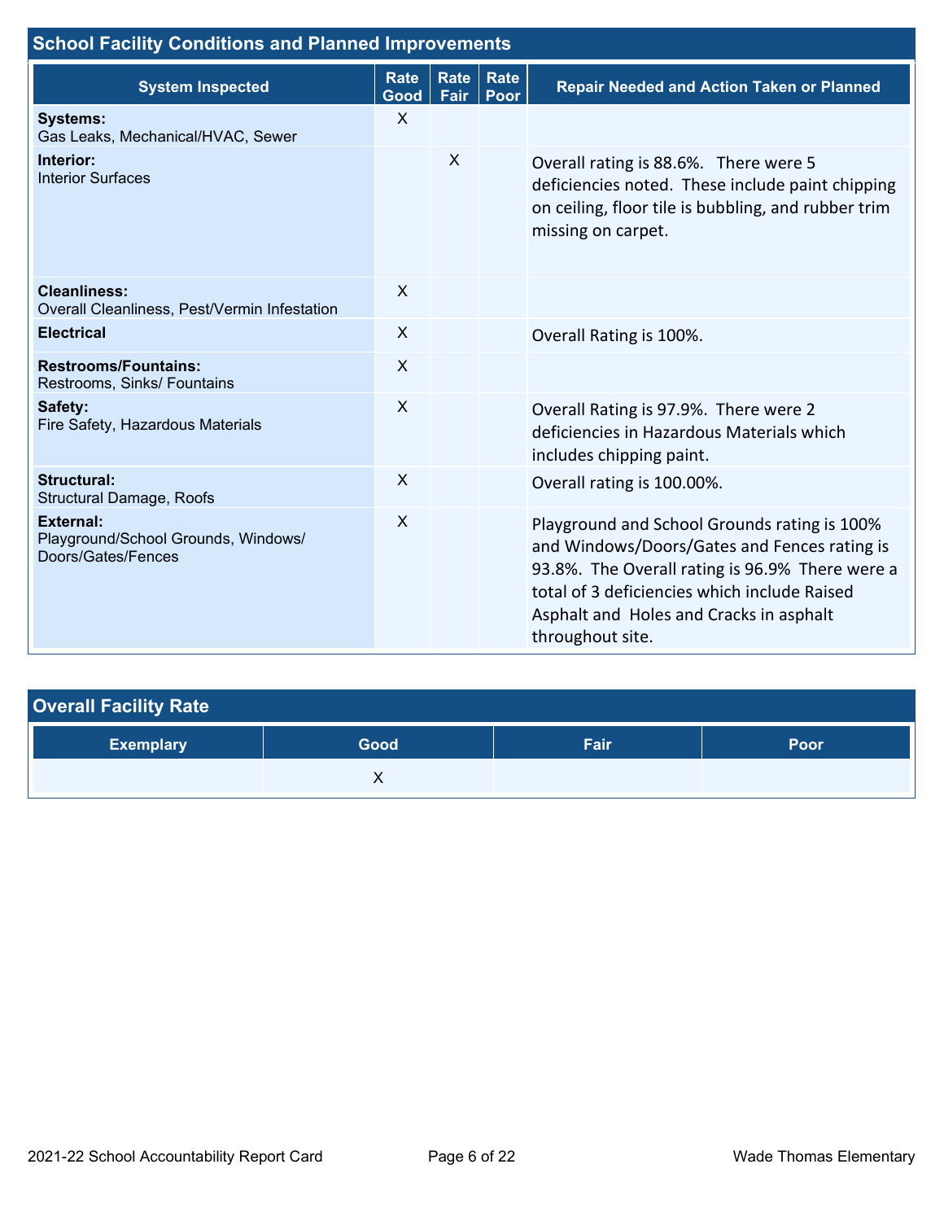## School Facility Conditions and Planned Improvements

| System Inspected | Rate Good | Rate Fair | Rate Poor | Repair Needed and Action Taken or Planned |
|---|---|---|---|---|
| **Systems:** Gas Leaks, Mechanical/HVAC, Sewer | X | | | |
| **Interior:** Interior Surfaces | | X | | Overall rating is 88.6%. There were 5 deficiencies noted. These include paint chipping on ceiling, floor tile is bubbling, and rubber trim missing on carpet. |
| **Cleanliness:** Overall Cleanliness, Pest/Vermin Infestation | X | | | |
| **Electrical** | X | | | Overall Rating is 100%. |
| **Restrooms/Fountains:** Restrooms, Sinks/ Fountains | X | | | |
| **Safety:** Fire Safety, Hazardous Materials | X | | | Overall Rating is 97.9%. There were 2 deficiencies in Hazardous Materials which includes chipping paint. |
| **Structural:** Structural Damage, Roofs | X | | | Overall rating is 100.00%. |
| **External:** Playground/School Grounds, Windows/ Doors/Gates/Fences | X | | | Playground and School Grounds rating is 100% and Windows/Doors/Gates and Fences rating is 93.8%. The Overall rating is 96.9% There were a total of 3 deficiencies which include Raised Asphalt and Holes and Cracks in asphalt throughout site. |

## Overall Facility Rate

| Exemplary | Good | Fair | Poor |
|---|---|---|---|
| | X | | |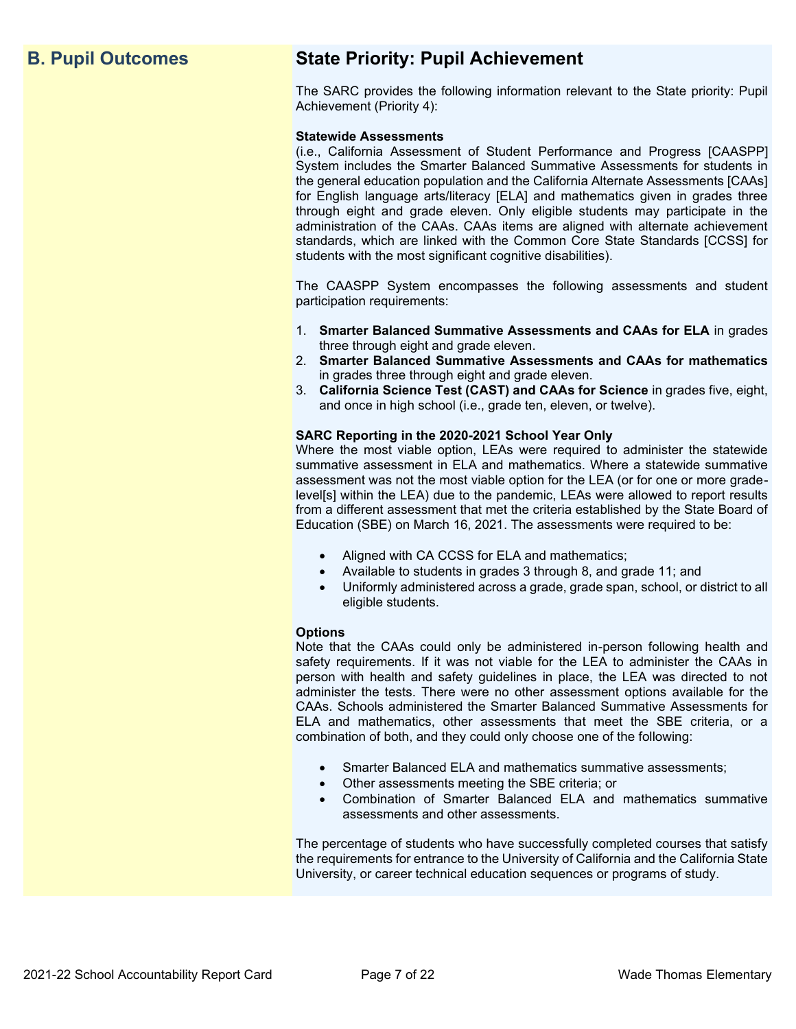## B. Pupil Outcomes

## State Priority: Pupil Achievement

The SARC provides the following information relevant to the State priority: Pupil Achievement (Priority 4):

**Statewide Assessments**
(i.e., California Assessment of Student Performance and Progress [CAASPP] System includes the Smarter Balanced Summative Assessments for students in the general education population and the California Alternate Assessments [CAAs] for English language arts/literacy [ELA] and mathematics given in grades three through eight and grade eleven. Only eligible students may participate in the administration of the CAAs. CAAs items are aligned with alternate achievement standards, which are linked with the Common Core State Standards [CCSS] for students with the most significant cognitive disabilities).

The CAASPP System encompasses the following assessments and student participation requirements:

1. **Smarter Balanced Summative Assessments and CAAs for ELA** in grades three through eight and grade eleven.
2. **Smarter Balanced Summative Assessments and CAAs for mathematics** in grades three through eight and grade eleven.
3. **California Science Test (CAST) and CAAs for Science** in grades five, eight, and once in high school (i.e., grade ten, eleven, or twelve).

**SARC Reporting in the 2020-2021 School Year Only**
Where the most viable option, LEAs were required to administer the statewide summative assessment in ELA and mathematics. Where a statewide summative assessment was not the most viable option for the LEA (or for one or more grade-level[s] within the LEA) due to the pandemic, LEAs were allowed to report results from a different assessment that met the criteria established by the State Board of Education (SBE) on March 16, 2021. The assessments were required to be:

- Aligned with CA CCSS for ELA and mathematics;
- Available to students in grades 3 through 8, and grade 11; and
- Uniformly administered across a grade, grade span, school, or district to all eligible students.

**Options**
Note that the CAAs could only be administered in-person following health and safety requirements. If it was not viable for the LEA to administer the CAAs in person with health and safety guidelines in place, the LEA was directed to not administer the tests. There were no other assessment options available for the CAAs. Schools administered the Smarter Balanced Summative Assessments for ELA and mathematics, other assessments that meet the SBE criteria, or a combination of both, and they could only choose one of the following:

- Smarter Balanced ELA and mathematics summative assessments;
- Other assessments meeting the SBE criteria; or
- Combination of Smarter Balanced ELA and mathematics summative assessments and other assessments.

The percentage of students who have successfully completed courses that satisfy the requirements for entrance to the University of California and the California State University, or career technical education sequences or programs of study.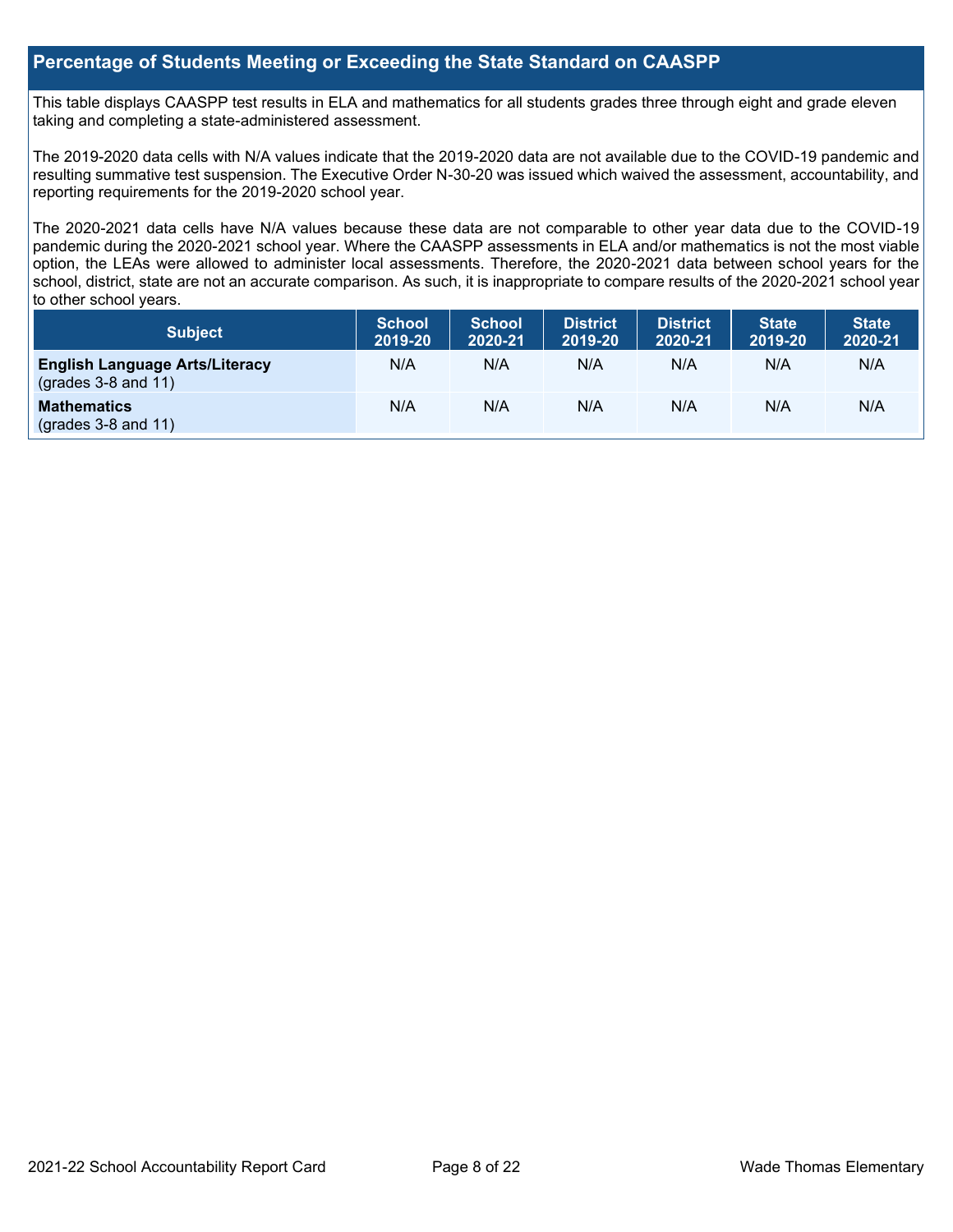## Percentage of Students Meeting or Exceeding the State Standard on CAASPP

This table displays CAASPP test results in ELA and mathematics for all students grades three through eight and grade eleven taking and completing a state-administered assessment.

The 2019-2020 data cells with N/A values indicate that the 2019-2020 data are not available due to the COVID-19 pandemic and resulting summative test suspension. The Executive Order N-30-20 was issued which waived the assessment, accountability, and reporting requirements for the 2019-2020 school year.

The 2020-2021 data cells have N/A values because these data are not comparable to other year data due to the COVID-19 pandemic during the 2020-2021 school year. Where the CAASPP assessments in ELA and/or mathematics is not the most viable option, the LEAs were allowed to administer local assessments. Therefore, the 2020-2021 data between school years for the school, district, state are not an accurate comparison. As such, it is inappropriate to compare results of the 2020-2021 school year to other school years.

| Subject | School 2019-20 | School 2020-21 | District 2019-20 | District 2020-21 | State 2019-20 | State 2020-21 |
|---|---|---|---|---|---|---|
| **English Language Arts/Literacy** (grades 3-8 and 11) | N/A | N/A | N/A | N/A | N/A | N/A |
| **Mathematics** (grades 3-8 and 11) | N/A | N/A | N/A | N/A | N/A | N/A |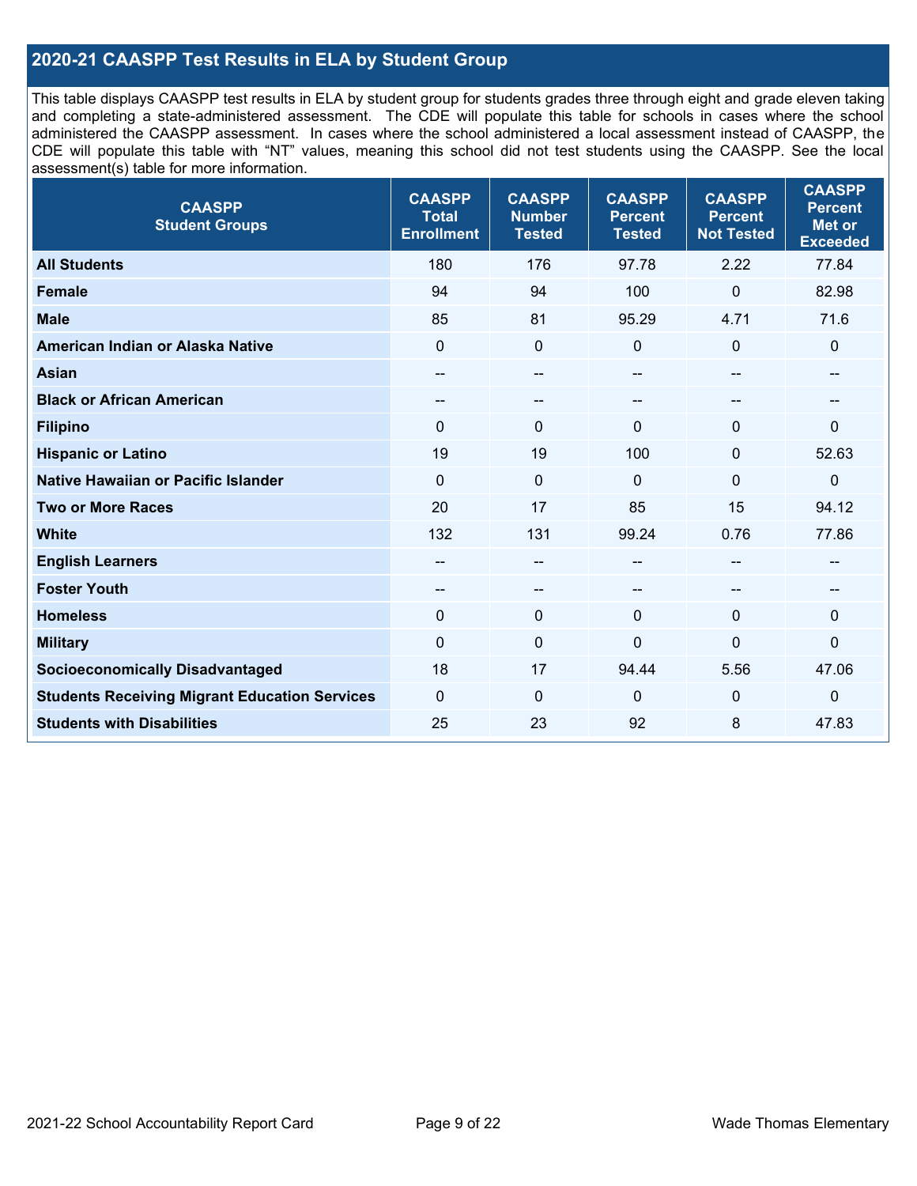## 2020-21 CAASPP Test Results in ELA by Student Group

This table displays CAASPP test results in ELA by student group for students grades three through eight and grade eleven taking and completing a state-administered assessment. The CDE will populate this table for schools in cases where the school administered the CAASPP assessment. In cases where the school administered a local assessment instead of CAASPP, the CDE will populate this table with "NT" values, meaning this school did not test students using the CAASPP. See the local assessment(s) table for more information.

| CAASPP Student Groups | CAASPP Total Enrollment | CAASPP Number Tested | CAASPP Percent Tested | CAASPP Percent Not Tested | CAASPP Percent Met or Exceeded |
|---|---|---|---|---|---|
| **All Students** | 180 | 176 | 97.78 | 2.22 | 77.84 |
| **Female** | 94 | 94 | 100 | 0 | 82.98 |
| **Male** | 85 | 81 | 95.29 | 4.71 | 71.6 |
| **American Indian or Alaska Native** | 0 | 0 | 0 | 0 | 0 |
| **Asian** | -- | -- | -- | -- | -- |
| **Black or African American** | -- | -- | -- | -- | -- |
| **Filipino** | 0 | 0 | 0 | 0 | 0 |
| **Hispanic or Latino** | 19 | 19 | 100 | 0 | 52.63 |
| **Native Hawaiian or Pacific Islander** | 0 | 0 | 0 | 0 | 0 |
| **Two or More Races** | 20 | 17 | 85 | 15 | 94.12 |
| **White** | 132 | 131 | 99.24 | 0.76 | 77.86 |
| **English Learners** | -- | -- | -- | -- | -- |
| **Foster Youth** | -- | -- | -- | -- | -- |
| **Homeless** | 0 | 0 | 0 | 0 | 0 |
| **Military** | 0 | 0 | 0 | 0 | 0 |
| **Socioeconomically Disadvantaged** | 18 | 17 | 94.44 | 5.56 | 47.06 |
| **Students Receiving Migrant Education Services** | 0 | 0 | 0 | 0 | 0 |
| **Students with Disabilities** | 25 | 23 | 92 | 8 | 47.83 |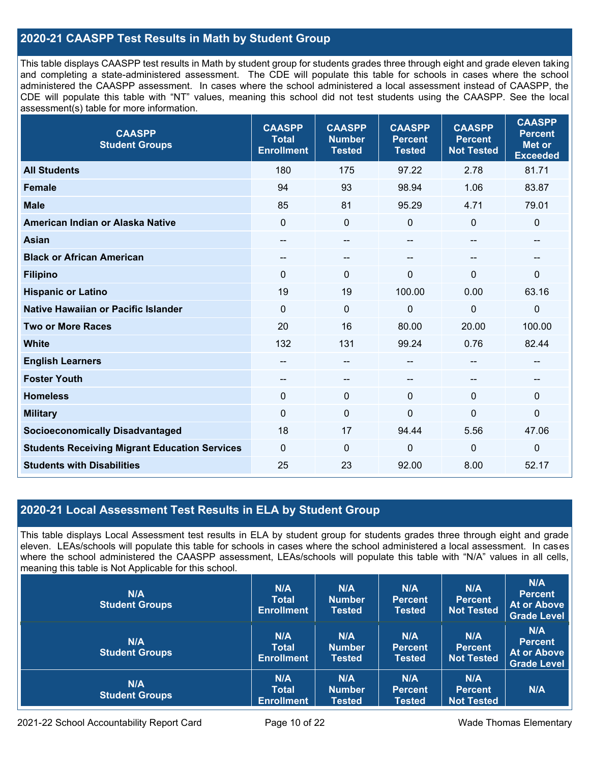## 2020-21 CAASPP Test Results in Math by Student Group

This table displays CAASPP test results in Math by student group for students grades three through eight and grade eleven taking and completing a state-administered assessment. The CDE will populate this table for schools in cases where the school administered the CAASPP assessment. In cases where the school administered a local assessment instead of CAASPP, the CDE will populate this table with "NT" values, meaning this school did not test students using the CAASPP. See the local assessment(s) table for more information.

| CAASPP Student Groups | CAASPP Total Enrollment | CAASPP Number Tested | CAASPP Percent Tested | CAASPP Percent Not Tested | CAASPP Percent Met or Exceeded |
|---|---|---|---|---|---|
| **All Students** | 180 | 175 | 97.22 | 2.78 | 81.71 |
| **Female** | 94 | 93 | 98.94 | 1.06 | 83.87 |
| **Male** | 85 | 81 | 95.29 | 4.71 | 79.01 |
| **American Indian or Alaska Native** | 0 | 0 | 0 | 0 | 0 |
| **Asian** | -- | -- | -- | -- | -- |
| **Black or African American** | -- | -- | -- | -- | -- |
| **Filipino** | 0 | 0 | 0 | 0 | 0 |
| **Hispanic or Latino** | 19 | 19 | 100.00 | 0.00 | 63.16 |
| **Native Hawaiian or Pacific Islander** | 0 | 0 | 0 | 0 | 0 |
| **Two or More Races** | 20 | 16 | 80.00 | 20.00 | 100.00 |
| **White** | 132 | 131 | 99.24 | 0.76 | 82.44 |
| **English Learners** | -- | -- | -- | -- | -- |
| **Foster Youth** | -- | -- | -- | -- | -- |
| **Homeless** | 0 | 0 | 0 | 0 | 0 |
| **Military** | 0 | 0 | 0 | 0 | 0 |
| **Socioeconomically Disadvantaged** | 18 | 17 | 94.44 | 5.56 | 47.06 |
| **Students Receiving Migrant Education Services** | 0 | 0 | 0 | 0 | 0 |
| **Students with Disabilities** | 25 | 23 | 92.00 | 8.00 | 52.17 |

## 2020-21 Local Assessment Test Results in ELA by Student Group

This table displays Local Assessment test results in ELA by student group for students grades three through eight and grade eleven. LEAs/schools will populate this table for schools in cases where the school administered a local assessment. In cases where the school administered the CAASPP assessment, LEAs/schools will populate this table with "N/A" values in all cells, meaning this table is Not Applicable for this school.

| N/A Student Groups | N/A Total Enrollment | N/A Number Tested | N/A Percent Tested | N/A Percent Not Tested | N/A Percent At or Above Grade Level |
|---|---|---|---|---|---|
| N/A Student Groups | N/A Total Enrollment | N/A Number Tested | N/A Percent Tested | N/A Percent Not Tested | N/A Percent At or Above Grade Level |
| N/A Student Groups | N/A Total Enrollment | N/A Number Tested | N/A Percent Tested | N/A Percent Not Tested | N/A |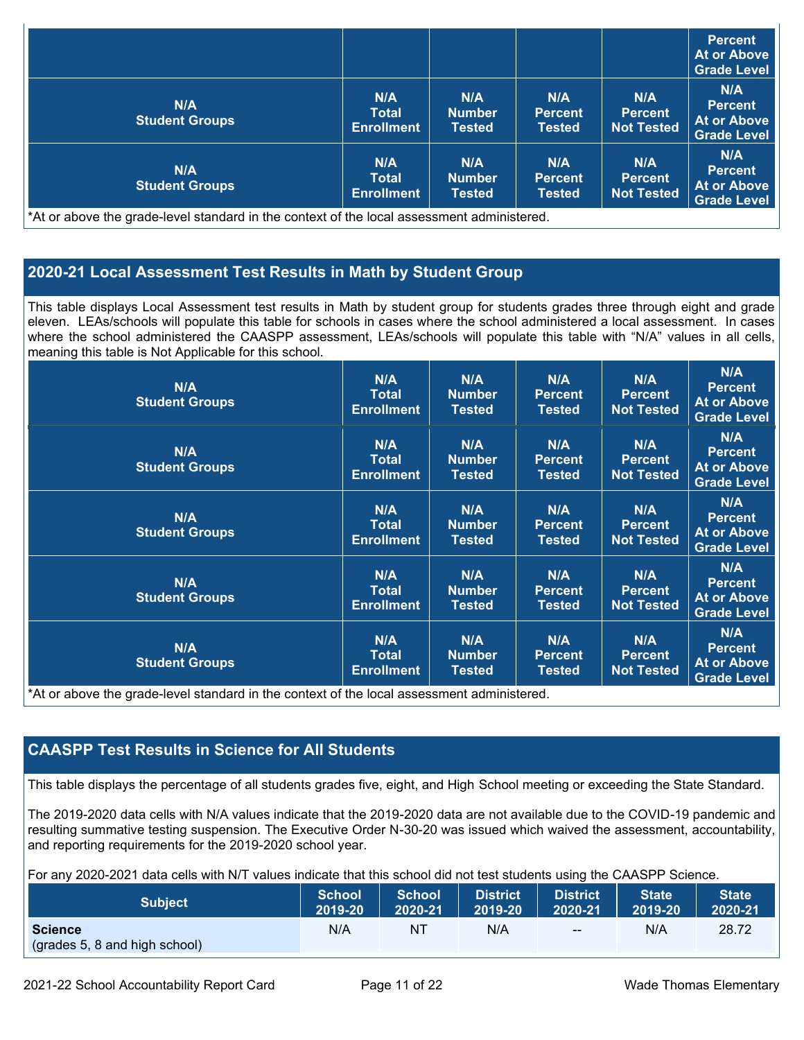| | | | | | Percent At or Above Grade Level |
|---|---|---|---|---|---|
| N/A Student Groups | N/A Total Enrollment | N/A Number Tested | N/A Percent Tested | N/A Percent Not Tested | N/A Percent At or Above Grade Level |
| N/A Student Groups | N/A Total Enrollment | N/A Number Tested | N/A Percent Tested | N/A Percent Not Tested | N/A Percent At or Above Grade Level |

*At or above the grade-level standard in the context of the local assessment administered.

## 2020-21 Local Assessment Test Results in Math by Student Group

This table displays Local Assessment test results in Math by student group for students grades three through eight and grade eleven. LEAs/schools will populate this table for schools in cases where the school administered a local assessment. In cases where the school administered the CAASPP assessment, LEAs/schools will populate this table with "N/A" values in all cells, meaning this table is Not Applicable for this school.

| N/A Student Groups | N/A Total Enrollment | N/A Number Tested | N/A Percent Tested | N/A Percent Not Tested | N/A Percent At or Above Grade Level |
|---|---|---|---|---|---|
| N/A Student Groups | N/A Total Enrollment | N/A Number Tested | N/A Percent Tested | N/A Percent Not Tested | N/A Percent At or Above Grade Level |
| N/A Student Groups | N/A Total Enrollment | N/A Number Tested | N/A Percent Tested | N/A Percent Not Tested | N/A Percent At or Above Grade Level |
| N/A Student Groups | N/A Total Enrollment | N/A Number Tested | N/A Percent Tested | N/A Percent Not Tested | N/A Percent At or Above Grade Level |
| N/A Student Groups | N/A Total Enrollment | N/A Number Tested | N/A Percent Tested | N/A Percent Not Tested | N/A Percent At or Above Grade Level |

*At or above the grade-level standard in the context of the local assessment administered.

## CAASPP Test Results in Science for All Students

This table displays the percentage of all students grades five, eight, and High School meeting or exceeding the State Standard.

The 2019-2020 data cells with N/A values indicate that the 2019-2020 data are not available due to the COVID-19 pandemic and resulting summative testing suspension. The Executive Order N-30-20 was issued which waived the assessment, accountability, and reporting requirements for the 2019-2020 school year.

For any 2020-2021 data cells with N/T values indicate that this school did not test students using the CAASPP Science.

| Subject | School 2019-20 | School 2020-21 | District 2019-20 | District 2020-21 | State 2019-20 | State 2020-21 |
|---|---|---|---|---|---|---|
| **Science** (grades 5, 8 and high school) | N/A | NT | N/A | -- | N/A | 28.72 |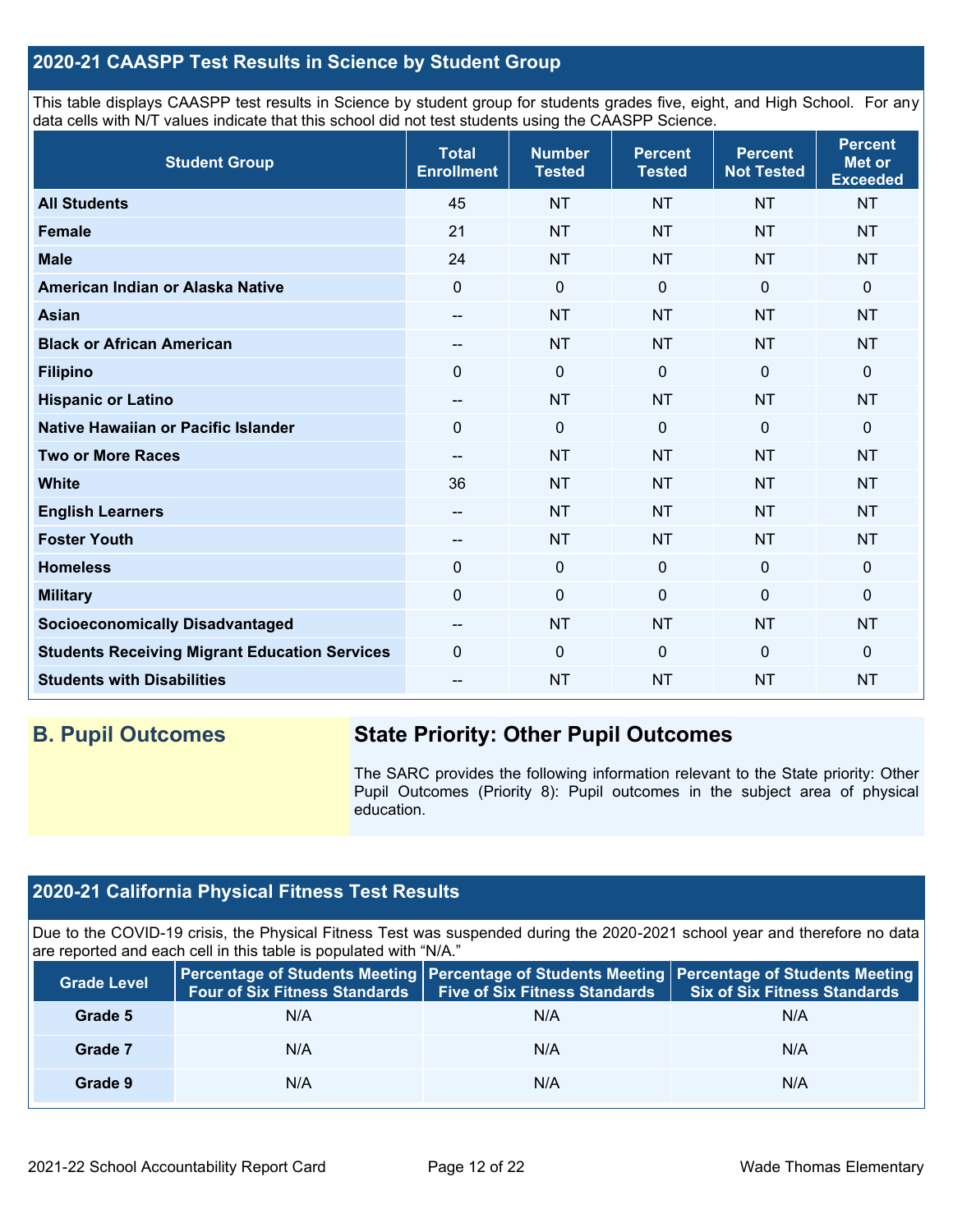## 2020-21 CAASPP Test Results in Science by Student Group

This table displays CAASPP test results in Science by student group for students grades five, eight, and High School. For any data cells with N/T values indicate that this school did not test students using the CAASPP Science.

| Student Group | Total Enrollment | Number Tested | Percent Tested | Percent Not Tested | Percent Met or Exceeded |
|---|---|---|---|---|---|
| **All Students** | 45 | NT | NT | NT | NT |
| **Female** | 21 | NT | NT | NT | NT |
| **Male** | 24 | NT | NT | NT | NT |
| **American Indian or Alaska Native** | 0 | 0 | 0 | 0 | 0 |
| **Asian** | -- | NT | NT | NT | NT |
| **Black or African American** | -- | NT | NT | NT | NT |
| **Filipino** | 0 | 0 | 0 | 0 | 0 |
| **Hispanic or Latino** | -- | NT | NT | NT | NT |
| **Native Hawaiian or Pacific Islander** | 0 | 0 | 0 | 0 | 0 |
| **Two or More Races** | -- | NT | NT | NT | NT |
| **White** | 36 | NT | NT | NT | NT |
| **English Learners** | -- | NT | NT | NT | NT |
| **Foster Youth** | -- | NT | NT | NT | NT |
| **Homeless** | 0 | 0 | 0 | 0 | 0 |
| **Military** | 0 | 0 | 0 | 0 | 0 |
| **Socioeconomically Disadvantaged** | -- | NT | NT | NT | NT |
| **Students Receiving Migrant Education Services** | 0 | 0 | 0 | 0 | 0 |
| **Students with Disabilities** | -- | NT | NT | NT | NT |

## B. Pupil Outcomes

### State Priority: Other Pupil Outcomes

The SARC provides the following information relevant to the State priority: Other Pupil Outcomes (Priority 8): Pupil outcomes in the subject area of physical education.

## 2020-21 California Physical Fitness Test Results

Due to the COVID-19 crisis, the Physical Fitness Test was suspended during the 2020-2021 school year and therefore no data are reported and each cell in this table is populated with "N/A."

| Grade Level | Percentage of Students Meeting Four of Six Fitness Standards | Percentage of Students Meeting Five of Six Fitness Standards | Percentage of Students Meeting Six of Six Fitness Standards |
|---|---|---|---|
| **Grade 5** | N/A | N/A | N/A |
| **Grade 7** | N/A | N/A | N/A |
| **Grade 9** | N/A | N/A | N/A |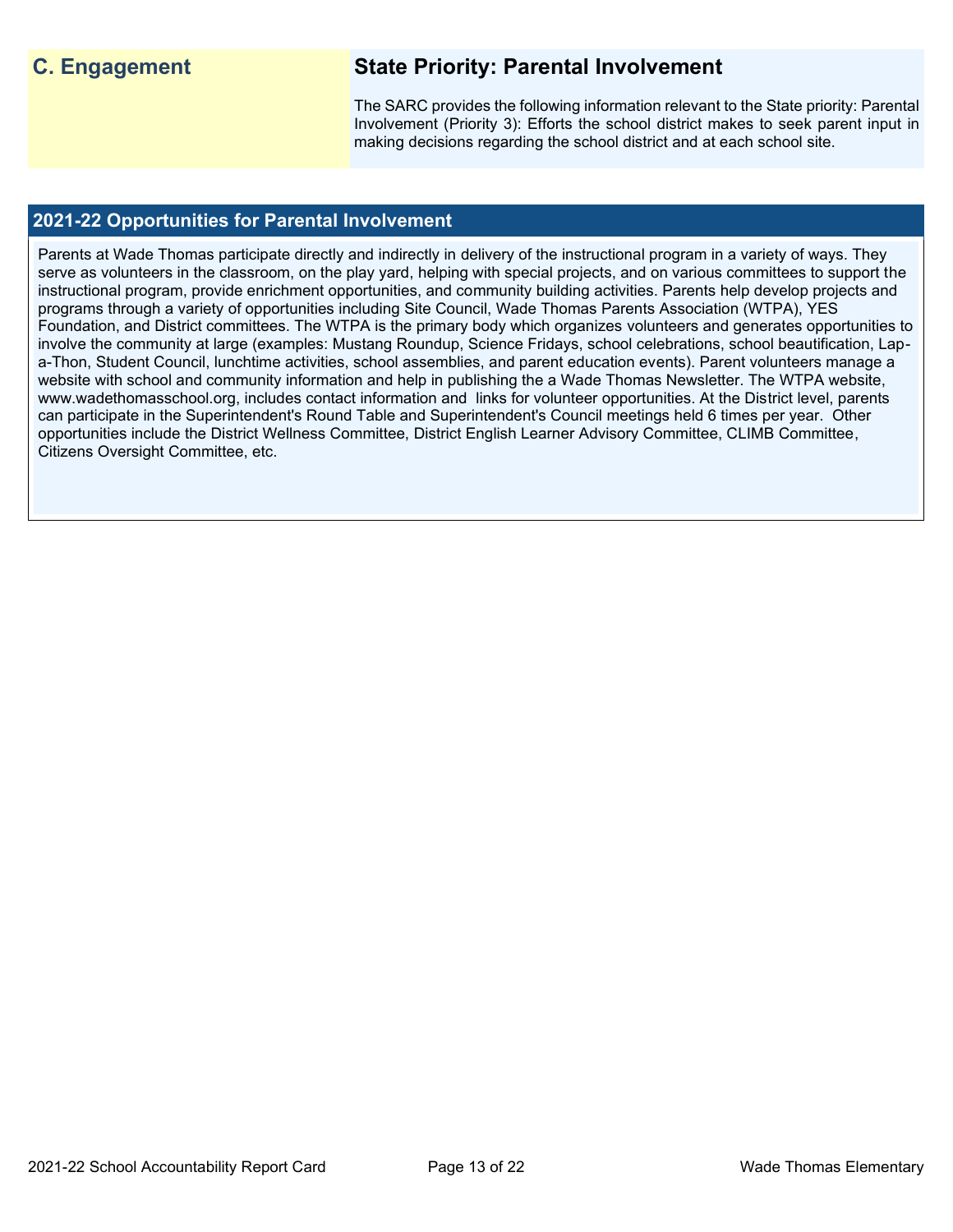## C. Engagement

## State Priority: Parental Involvement

The SARC provides the following information relevant to the State priority: Parental Involvement (Priority 3): Efforts the school district makes to seek parent input in making decisions regarding the school district and at each school site.

### 2021-22 Opportunities for Parental Involvement

Parents at Wade Thomas participate directly and indirectly in delivery of the instructional program in a variety of ways. They serve as volunteers in the classroom, on the play yard, helping with special projects, and on various committees to support the instructional program, provide enrichment opportunities, and community building activities. Parents help develop projects and programs through a variety of opportunities including Site Council, Wade Thomas Parents Association (WTPA), YES Foundation, and District committees. The WTPA is the primary body which organizes volunteers and generates opportunities to involve the community at large (examples: Mustang Roundup, Science Fridays, school celebrations, school beautification, Lap-a-Thon, Student Council, lunchtime activities, school assemblies, and parent education events). Parent volunteers manage a website with school and community information and help in publishing the a Wade Thomas Newsletter. The WTPA website, www.wadethomasschool.org, includes contact information and links for volunteer opportunities. At the District level, parents can participate in the Superintendent's Round Table and Superintendent's Council meetings held 6 times per year. Other opportunities include the District Wellness Committee, District English Learner Advisory Committee, CLIMB Committee, Citizens Oversight Committee, etc.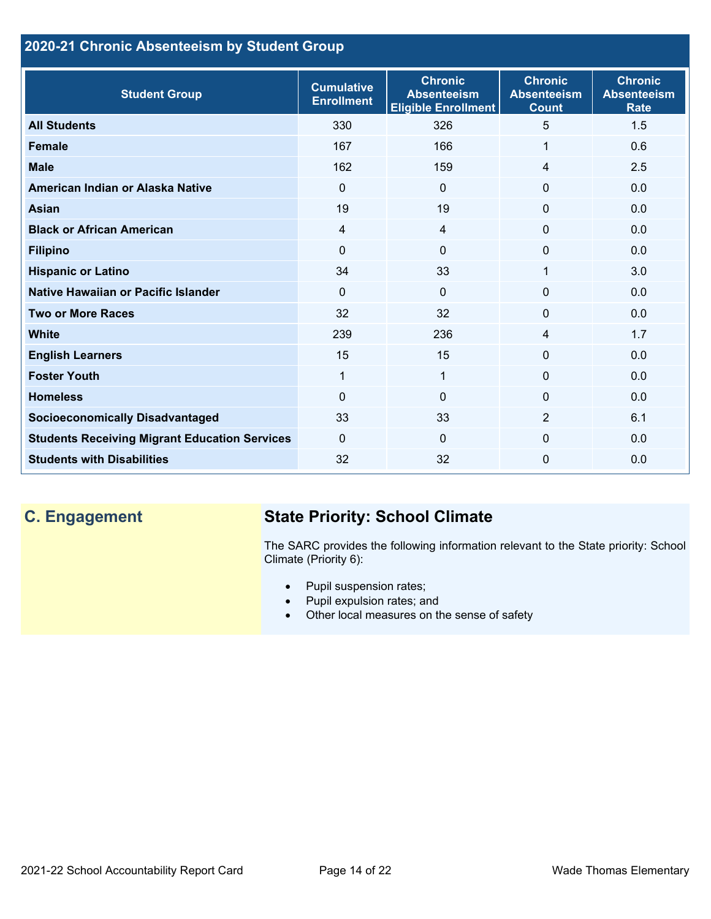## 2020-21 Chronic Absenteeism by Student Group

| Student Group | Cumulative Enrollment | Chronic Absenteeism Eligible Enrollment | Chronic Absenteeism Count | Chronic Absenteeism Rate |
|---|---|---|---|---|
| **All Students** | 330 | 326 | 5 | 1.5 |
| **Female** | 167 | 166 | 1 | 0.6 |
| **Male** | 162 | 159 | 4 | 2.5 |
| **American Indian or Alaska Native** | 0 | 0 | 0 | 0.0 |
| **Asian** | 19 | 19 | 0 | 0.0 |
| **Black or African American** | 4 | 4 | 0 | 0.0 |
| **Filipino** | 0 | 0 | 0 | 0.0 |
| **Hispanic or Latino** | 34 | 33 | 1 | 3.0 |
| **Native Hawaiian or Pacific Islander** | 0 | 0 | 0 | 0.0 |
| **Two or More Races** | 32 | 32 | 0 | 0.0 |
| **White** | 239 | 236 | 4 | 1.7 |
| **English Learners** | 15 | 15 | 0 | 0.0 |
| **Foster Youth** | 1 | 1 | 0 | 0.0 |
| **Homeless** | 0 | 0 | 0 | 0.0 |
| **Socioeconomically Disadvantaged** | 33 | 33 | 2 | 6.1 |
| **Students Receiving Migrant Education Services** | 0 | 0 | 0 | 0.0 |
| **Students with Disabilities** | 32 | 32 | 0 | 0.0 |

## C. Engagement

### State Priority: School Climate

The SARC provides the following information relevant to the State priority: School Climate (Priority 6):

- Pupil suspension rates;
- Pupil expulsion rates; and
- Other local measures on the sense of safety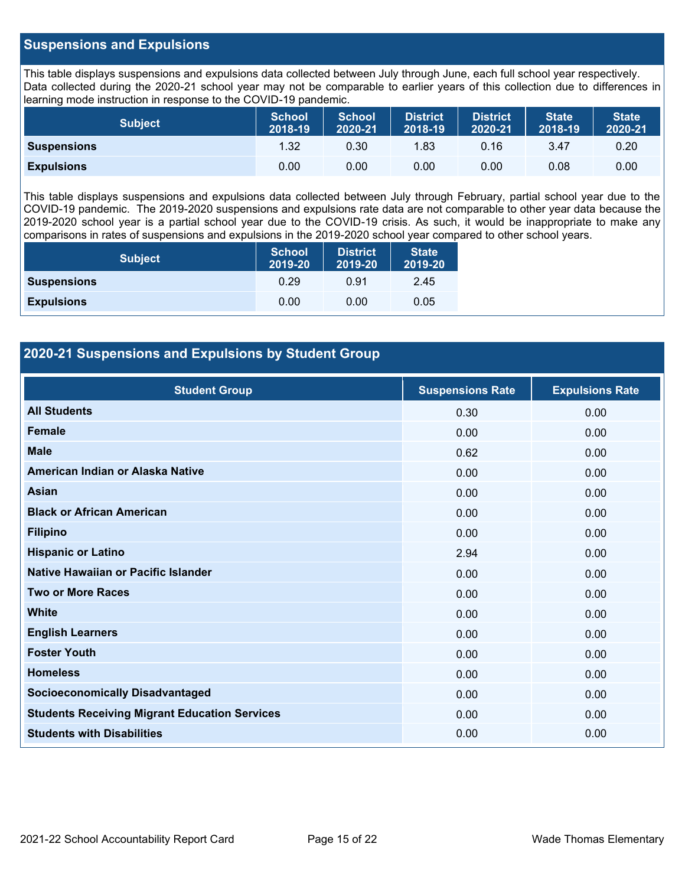## Suspensions and Expulsions

This table displays suspensions and expulsions data collected between July through June, each full school year respectively. Data collected during the 2020-21 school year may not be comparable to earlier years of this collection due to differences in learning mode instruction in response to the COVID-19 pandemic.

| Subject | School 2018-19 | School 2020-21 | District 2018-19 | District 2020-21 | State 2018-19 | State 2020-21 |
|---|---|---|---|---|---|---|
| **Suspensions** | 1.32 | 0.30 | 1.83 | 0.16 | 3.47 | 0.20 |
| **Expulsions** | 0.00 | 0.00 | 0.00 | 0.00 | 0.08 | 0.00 |

This table displays suspensions and expulsions data collected between July through February, partial school year due to the COVID-19 pandemic. The 2019-2020 suspensions and expulsions rate data are not comparable to other year data because the 2019-2020 school year is a partial school year due to the COVID-19 crisis. As such, it would be inappropriate to make any comparisons in rates of suspensions and expulsions in the 2019-2020 school year compared to other school years.

| Subject | School 2019-20 | District 2019-20 | State 2019-20 |
|---|---|---|---|
| **Suspensions** | 0.29 | 0.91 | 2.45 |
| **Expulsions** | 0.00 | 0.00 | 0.05 |

## 2020-21 Suspensions and Expulsions by Student Group

| Student Group | Suspensions Rate | Expulsions Rate |
|---|---|---|
| **All Students** | 0.30 | 0.00 |
| **Female** | 0.00 | 0.00 |
| **Male** | 0.62 | 0.00 |
| **American Indian or Alaska Native** | 0.00 | 0.00 |
| **Asian** | 0.00 | 0.00 |
| **Black or African American** | 0.00 | 0.00 |
| **Filipino** | 0.00 | 0.00 |
| **Hispanic or Latino** | 2.94 | 0.00 |
| **Native Hawaiian or Pacific Islander** | 0.00 | 0.00 |
| **Two or More Races** | 0.00 | 0.00 |
| **White** | 0.00 | 0.00 |
| **English Learners** | 0.00 | 0.00 |
| **Foster Youth** | 0.00 | 0.00 |
| **Homeless** | 0.00 | 0.00 |
| **Socioeconomically Disadvantaged** | 0.00 | 0.00 |
| **Students Receiving Migrant Education Services** | 0.00 | 0.00 |
| **Students with Disabilities** | 0.00 | 0.00 |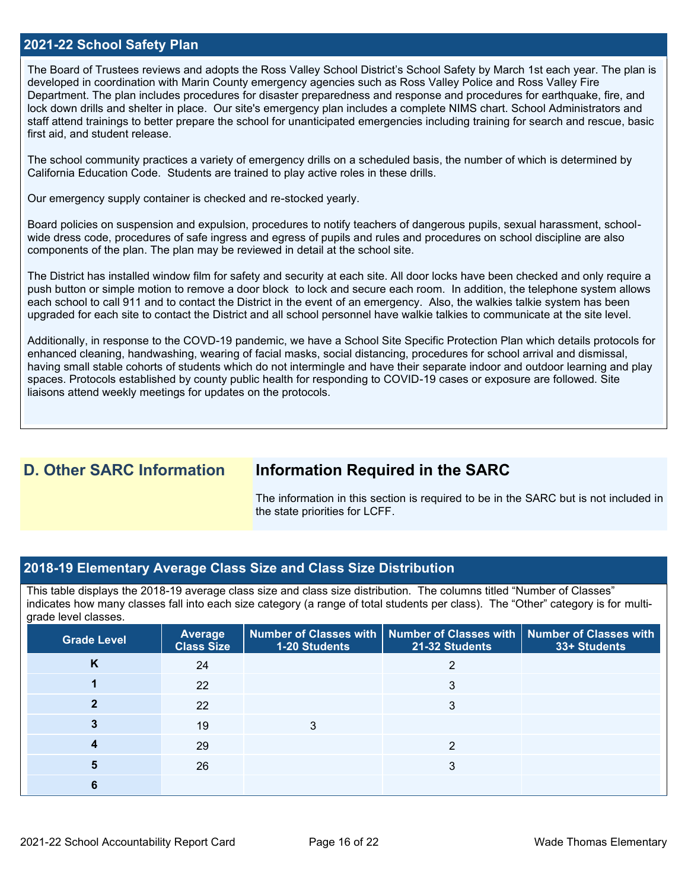## 2021-22 School Safety Plan

The Board of Trustees reviews and adopts the Ross Valley School District's School Safety by March 1st each year. The plan is developed in coordination with Marin County emergency agencies such as Ross Valley Police and Ross Valley Fire Department. The plan includes procedures for disaster preparedness and response and procedures for earthquake, fire, and lock down drills and shelter in place. Our site's emergency plan includes a complete NIMS chart. School Administrators and staff attend trainings to better prepare the school for unanticipated emergencies including training for search and rescue, basic first aid, and student release.

The school community practices a variety of emergency drills on a scheduled basis, the number of which is determined by California Education Code. Students are trained to play active roles in these drills.

Our emergency supply container is checked and re-stocked yearly.

Board policies on suspension and expulsion, procedures to notify teachers of dangerous pupils, sexual harassment, school-wide dress code, procedures of safe ingress and egress of pupils and rules and procedures on school discipline are also components of the plan. The plan may be reviewed in detail at the school site.

The District has installed window film for safety and security at each site. All door locks have been checked and only require a push button or simple motion to remove a door block to lock and secure each room. In addition, the telephone system allows each school to call 911 and to contact the District in the event of an emergency. Also, the walkies talkie system has been upgraded for each site to contact the District and all school personnel have walkie talkies to communicate at the site level.

Additionally, in response to the COVD-19 pandemic, we have a School Site Specific Protection Plan which details protocols for enhanced cleaning, handwashing, wearing of facial masks, social distancing, procedures for school arrival and dismissal, having small stable cohorts of students which do not intermingle and have their separate indoor and outdoor learning and play spaces. Protocols established by county public health for responding to COVID-19 cases or exposure are followed. Site liaisons attend weekly meetings for updates on the protocols.

## D. Other SARC Information

### Information Required in the SARC

The information in this section is required to be in the SARC but is not included in the state priorities for LCFF.

## 2018-19 Elementary Average Class Size and Class Size Distribution

This table displays the 2018-19 average class size and class size distribution. The columns titled "Number of Classes" indicates how many classes fall into each size category (a range of total students per class). The "Other" category is for multi-grade level classes.

| Grade Level | Average Class Size | Number of Classes with 1-20 Students | Number of Classes with 21-32 Students | Number of Classes with 33+ Students |
|---|---|---|---|---|
| K | 24 | | 2 | |
| 1 | 22 | | 3 | |
| 2 | 22 | | 3 | |
| 3 | 19 | 3 | | |
| 4 | 29 | | 2 | |
| 5 | 26 | | 3 | |
| 6 | | | | |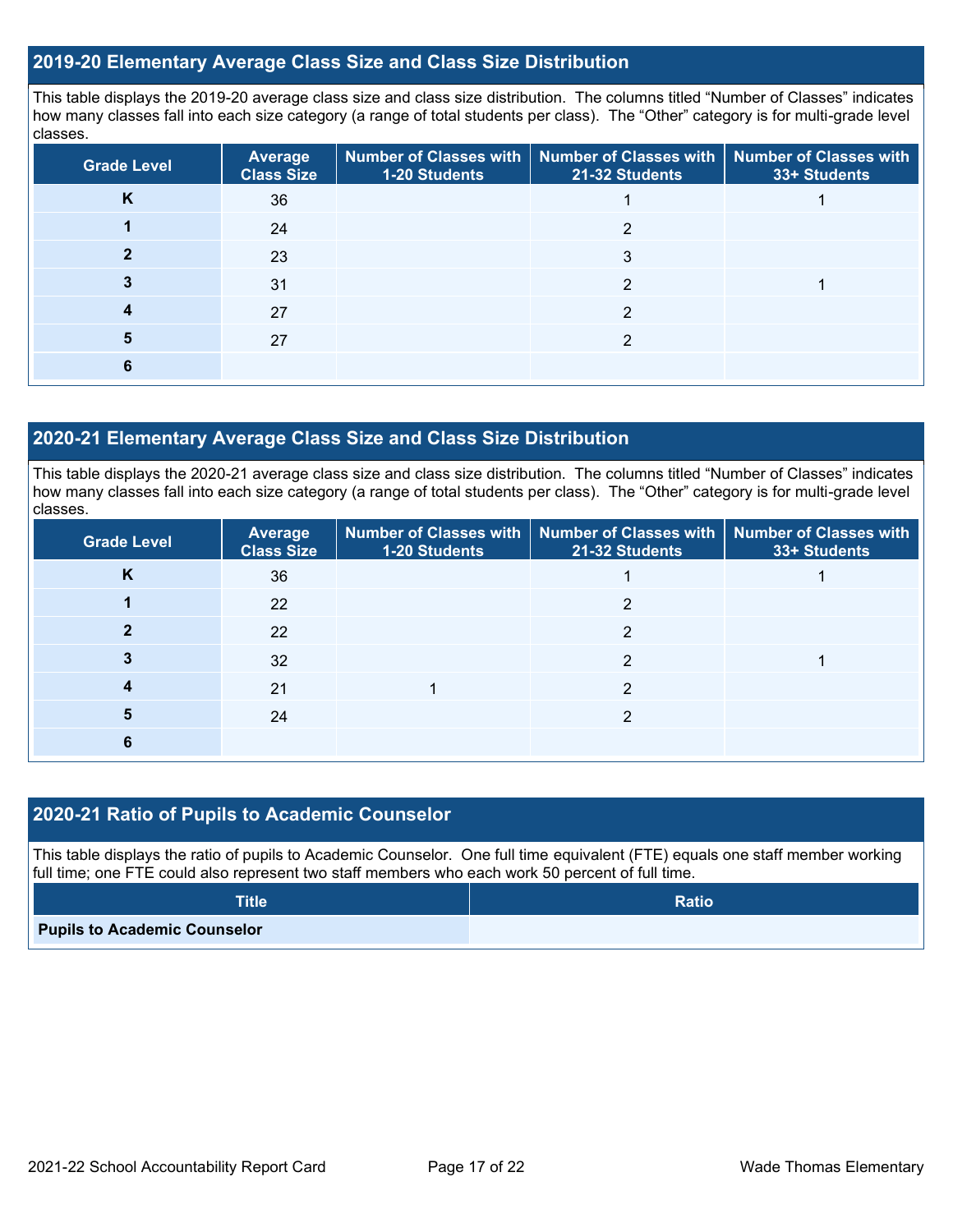## 2019-20 Elementary Average Class Size and Class Size Distribution

This table displays the 2019-20 average class size and class size distribution. The columns titled "Number of Classes" indicates how many classes fall into each size category (a range of total students per class). The "Other" category is for multi-grade level classes.

| Grade Level | Average Class Size | Number of Classes with 1-20 Students | Number of Classes with 21-32 Students | Number of Classes with 33+ Students |
|---|---|---|---|---|
| **K** | 36 | | 1 | 1 |
| **1** | 24 | | 2 | |
| **2** | 23 | | 3 | |
| **3** | 31 | | 2 | 1 |
| **4** | 27 | | 2 | |
| **5** | 27 | | 2 | |
| **6** | | | | |

## 2020-21 Elementary Average Class Size and Class Size Distribution

This table displays the 2020-21 average class size and class size distribution. The columns titled "Number of Classes" indicates how many classes fall into each size category (a range of total students per class). The "Other" category is for multi-grade level classes.

| Grade Level | Average Class Size | Number of Classes with 1-20 Students | Number of Classes with 21-32 Students | Number of Classes with 33+ Students |
|---|---|---|---|---|
| **K** | 36 | | 1 | 1 |
| **1** | 22 | | 2 | |
| **2** | 22 | | 2 | |
| **3** | 32 | | 2 | 1 |
| **4** | 21 | 1 | 2 | |
| **5** | 24 | | 2 | |
| **6** | | | | |

## 2020-21 Ratio of Pupils to Academic Counselor

This table displays the ratio of pupils to Academic Counselor. One full time equivalent (FTE) equals one staff member working full time; one FTE could also represent two staff members who each work 50 percent of full time.

| Title | Ratio |
|---|---|
| **Pupils to Academic Counselor** | |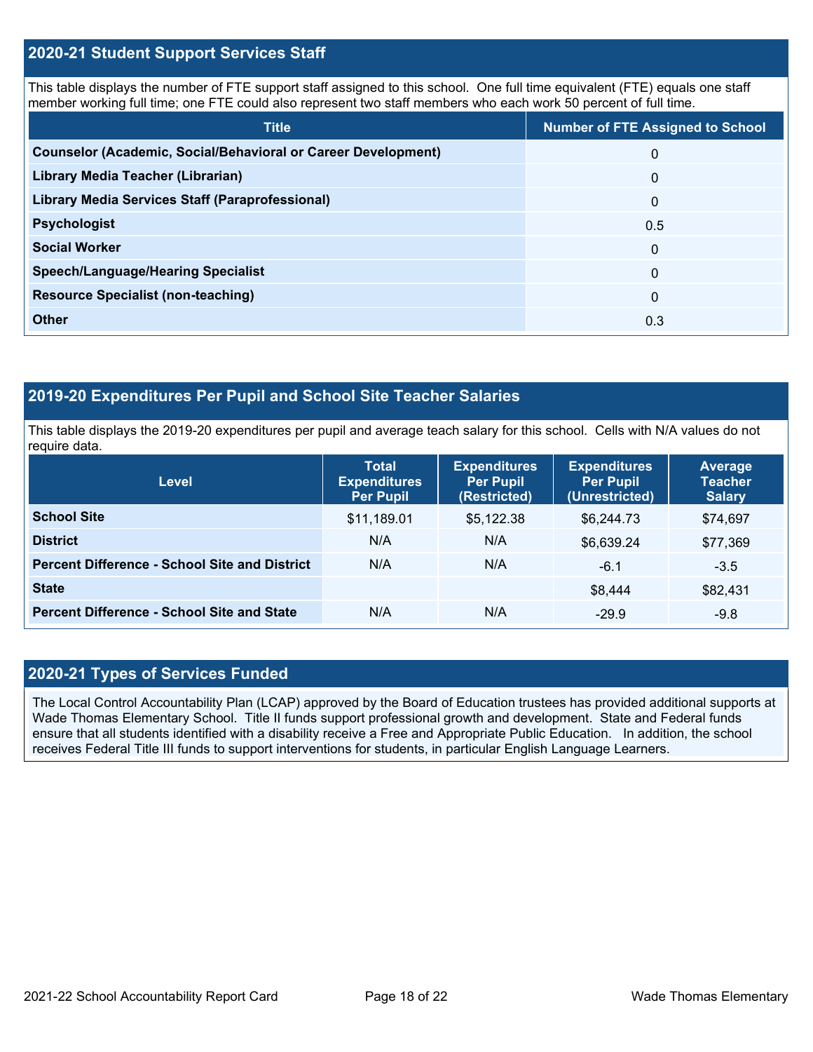## 2020-21 Student Support Services Staff

This table displays the number of FTE support staff assigned to this school. One full time equivalent (FTE) equals one staff member working full time; one FTE could also represent two staff members who each work 50 percent of full time.

| Title | Number of FTE Assigned to School |
|---|---|
| **Counselor (Academic, Social/Behavioral or Career Development)** | 0 |
| **Library Media Teacher (Librarian)** | 0 |
| **Library Media Services Staff (Paraprofessional)** | 0 |
| **Psychologist** | 0.5 |
| **Social Worker** | 0 |
| **Speech/Language/Hearing Specialist** | 0 |
| **Resource Specialist (non-teaching)** | 0 |
| **Other** | 0.3 |

## 2019-20 Expenditures Per Pupil and School Site Teacher Salaries

This table displays the 2019-20 expenditures per pupil and average teach salary for this school. Cells with N/A values do not require data.

| Level | Total Expenditures Per Pupil | Expenditures Per Pupil (Restricted) | Expenditures Per Pupil (Unrestricted) | Average Teacher Salary |
|---|---|---|---|---|
| **School Site** | $11,189.01 | $5,122.38 | $6,244.73 | $74,697 |
| **District** | N/A | N/A | $6,639.24 | $77,369 |
| **Percent Difference - School Site and District** | N/A | N/A | -6.1 | -3.5 |
| **State** | | | $8,444 | $82,431 |
| **Percent Difference - School Site and State** | N/A | N/A | -29.9 | -9.8 |

## 2020-21 Types of Services Funded

The Local Control Accountability Plan (LCAP) approved by the Board of Education trustees has provided additional supports at Wade Thomas Elementary School. Title II funds support professional growth and development. State and Federal funds ensure that all students identified with a disability receive a Free and Appropriate Public Education. In addition, the school receives Federal Title III funds to support interventions for students, in particular English Language Learners.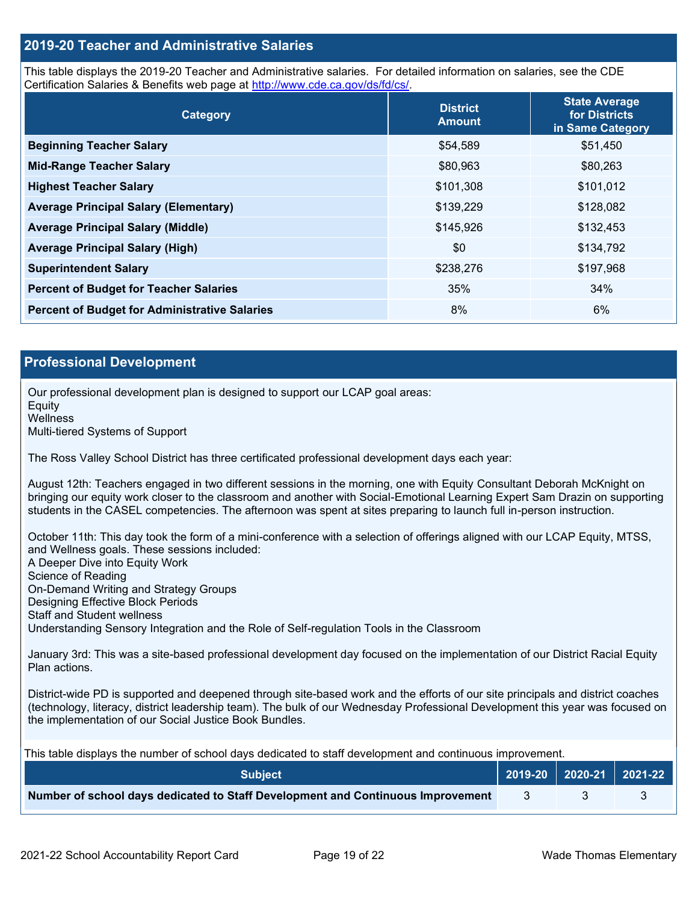## 2019-20 Teacher and Administrative Salaries

This table displays the 2019-20 Teacher and Administrative salaries. For detailed information on salaries, see the CDE Certification Salaries & Benefits web page at http://www.cde.ca.gov/ds/fd/cs/.

| Category | District Amount | State Average for Districts in Same Category |
|---|---|---|
| **Beginning Teacher Salary** | $54,589 | $51,450 |
| **Mid-Range Teacher Salary** | $80,963 | $80,263 |
| **Highest Teacher Salary** | $101,308 | $101,012 |
| **Average Principal Salary (Elementary)** | $139,229 | $128,082 |
| **Average Principal Salary (Middle)** | $145,926 | $132,453 |
| **Average Principal Salary (High)** | $0 | $134,792 |
| **Superintendent Salary** | $238,276 | $197,968 |
| **Percent of Budget for Teacher Salaries** | 35% | 34% |
| **Percent of Budget for Administrative Salaries** | 8% | 6% |

## Professional Development

Our professional development plan is designed to support our LCAP goal areas:
Equity
Wellness
Multi-tiered Systems of Support

The Ross Valley School District has three certificated professional development days each year:

August 12th: Teachers engaged in two different sessions in the morning, one with Equity Consultant Deborah McKnight on bringing our equity work closer to the classroom and another with Social-Emotional Learning Expert Sam Drazin on supporting students in the CASEL competencies. The afternoon was spent at sites preparing to launch full in-person instruction.

October 11th: This day took the form of a mini-conference with a selection of offerings aligned with our LCAP Equity, MTSS, and Wellness goals. These sessions included:
A Deeper Dive into Equity Work
Science of Reading
On-Demand Writing and Strategy Groups
Designing Effective Block Periods
Staff and Student wellness
Understanding Sensory Integration and the Role of Self-regulation Tools in the Classroom

January 3rd: This was a site-based professional development day focused on the implementation of our District Racial Equity Plan actions.

District-wide PD is supported and deepened through site-based work and the efforts of our site principals and district coaches (technology, literacy, district leadership team). The bulk of our Wednesday Professional Development this year was focused on the implementation of our Social Justice Book Bundles.

This table displays the number of school days dedicated to staff development and continuous improvement.

| Subject | 2019-20 | 2020-21 | 2021-22 |
|---|---|---|---|
| **Number of school days dedicated to Staff Development and Continuous Improvement** | 3 | 3 | 3 |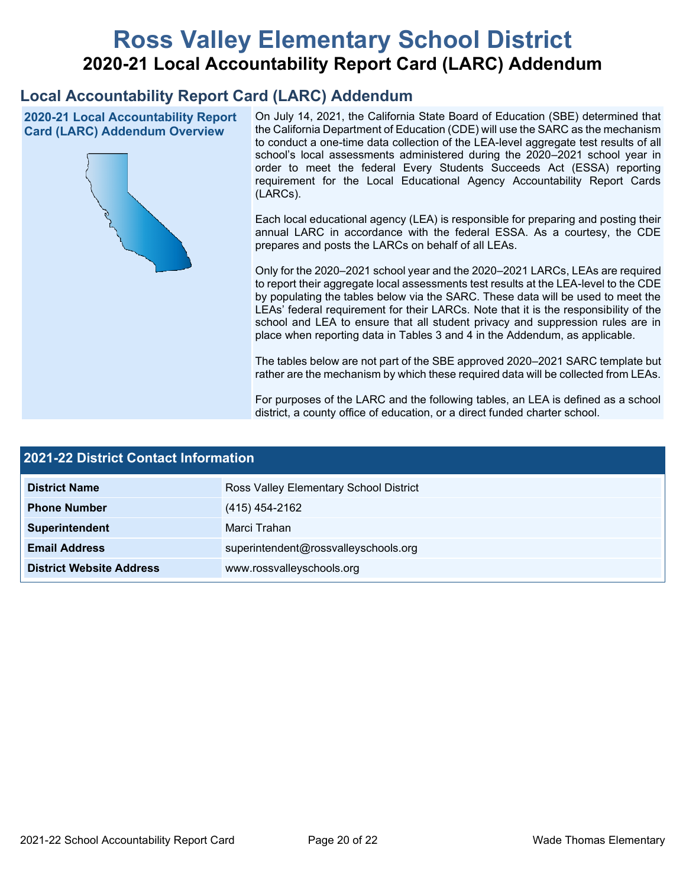# Ross Valley Elementary School District

## 2020-21 Local Accountability Report Card (LARC) Addendum

## Local Accountability Report Card (LARC) Addendum

### 2020-21 Local Accountability Report Card (LARC) Addendum Overview

On July 14, 2021, the California State Board of Education (SBE) determined that the California Department of Education (CDE) will use the SARC as the mechanism to conduct a one-time data collection of the LEA-level aggregate test results of all school's local assessments administered during the 2020–2021 school year in order to meet the federal Every Students Succeeds Act (ESSA) reporting requirement for the Local Educational Agency Accountability Report Cards (LARCs).

Each local educational agency (LEA) is responsible for preparing and posting their annual LARC in accordance with the federal ESSA. As a courtesy, the CDE prepares and posts the LARCs on behalf of all LEAs.

Only for the 2020–2021 school year and the 2020–2021 LARCs, LEAs are required to report their aggregate local assessments test results at the LEA-level to the CDE by populating the tables below via the SARC. These data will be used to meet the LEAs' federal requirement for their LARCs. Note that it is the responsibility of the school and LEA to ensure that all student privacy and suppression rules are in place when reporting data in Tables 3 and 4 in the Addendum, as applicable.

The tables below are not part of the SBE approved 2020–2021 SARC template but rather are the mechanism by which these required data will be collected from LEAs.

For purposes of the LARC and the following tables, an LEA is defined as a school district, a county office of education, or a direct funded charter school.

| 2021-22 District Contact Information | |
|---|---|
| **District Name** | Ross Valley Elementary School District |
| **Phone Number** | (415) 454-2162 |
| **Superintendent** | Marci Trahan |
| **Email Address** | superintendent@rossvalleyschools.org |
| **District Website Address** | www.rossvalleyschools.org |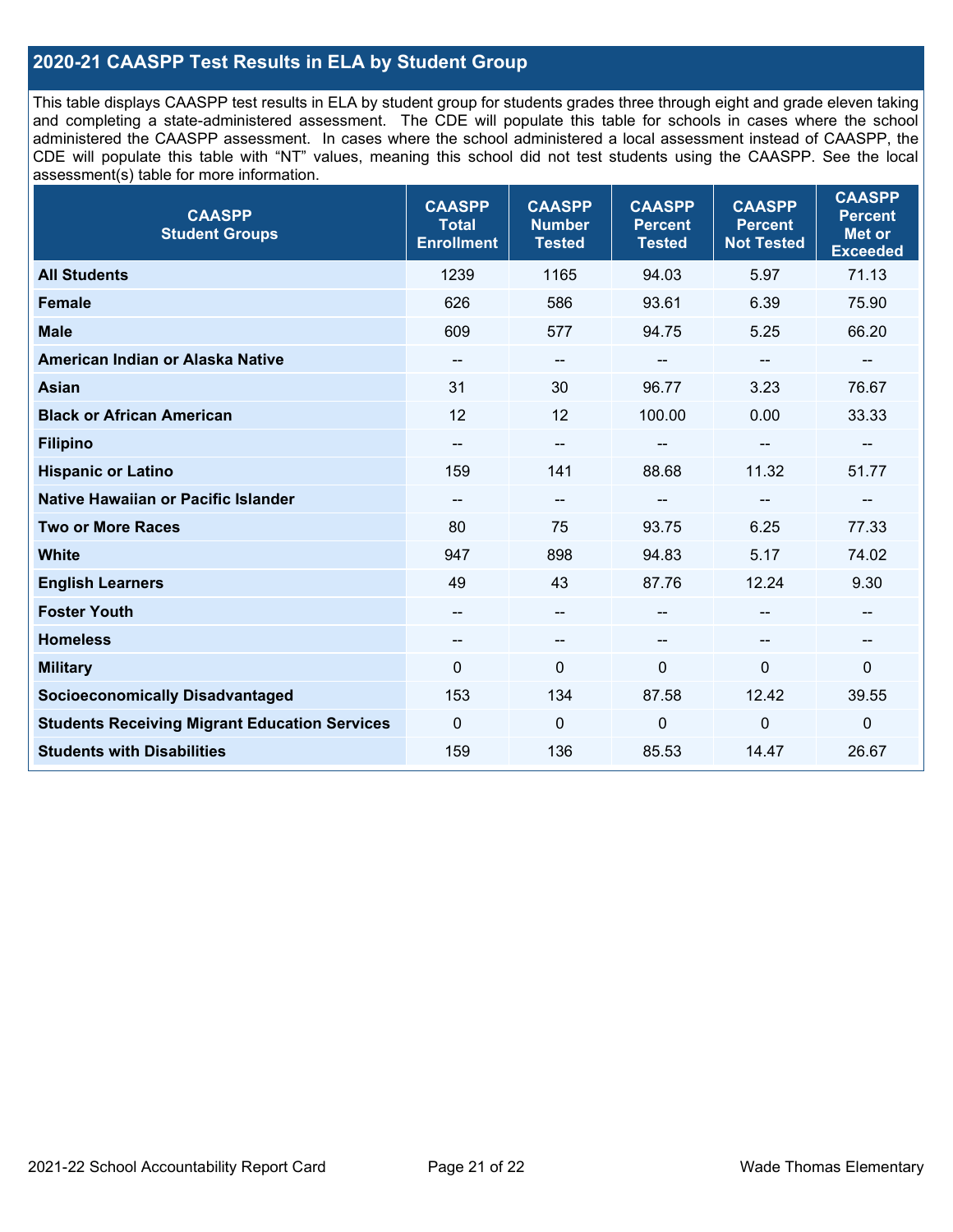## 2020-21 CAASPP Test Results in ELA by Student Group

This table displays CAASPP test results in ELA by student group for students grades three through eight and grade eleven taking and completing a state-administered assessment. The CDE will populate this table for schools in cases where the school administered the CAASPP assessment. In cases where the school administered a local assessment instead of CAASPP, the CDE will populate this table with "NT" values, meaning this school did not test students using the CAASPP. See the local assessment(s) table for more information.

| CAASPP Student Groups | CAASPP Total Enrollment | CAASPP Number Tested | CAASPP Percent Tested | CAASPP Percent Not Tested | CAASPP Percent Met or Exceeded |
|---|---|---|---|---|---|
| **All Students** | 1239 | 1165 | 94.03 | 5.97 | 71.13 |
| **Female** | 626 | 586 | 93.61 | 6.39 | 75.90 |
| **Male** | 609 | 577 | 94.75 | 5.25 | 66.20 |
| **American Indian or Alaska Native** | -- | -- | -- | -- | -- |
| **Asian** | 31 | 30 | 96.77 | 3.23 | 76.67 |
| **Black or African American** | 12 | 12 | 100.00 | 0.00 | 33.33 |
| **Filipino** | -- | -- | -- | -- | -- |
| **Hispanic or Latino** | 159 | 141 | 88.68 | 11.32 | 51.77 |
| **Native Hawaiian or Pacific Islander** | -- | -- | -- | -- | -- |
| **Two or More Races** | 80 | 75 | 93.75 | 6.25 | 77.33 |
| **White** | 947 | 898 | 94.83 | 5.17 | 74.02 |
| **English Learners** | 49 | 43 | 87.76 | 12.24 | 9.30 |
| **Foster Youth** | -- | -- | -- | -- | -- |
| **Homeless** | -- | -- | -- | -- | -- |
| **Military** | 0 | 0 | 0 | 0 | 0 |
| **Socioeconomically Disadvantaged** | 153 | 134 | 87.58 | 12.42 | 39.55 |
| **Students Receiving Migrant Education Services** | 0 | 0 | 0 | 0 | 0 |
| **Students with Disabilities** | 159 | 136 | 85.53 | 14.47 | 26.67 |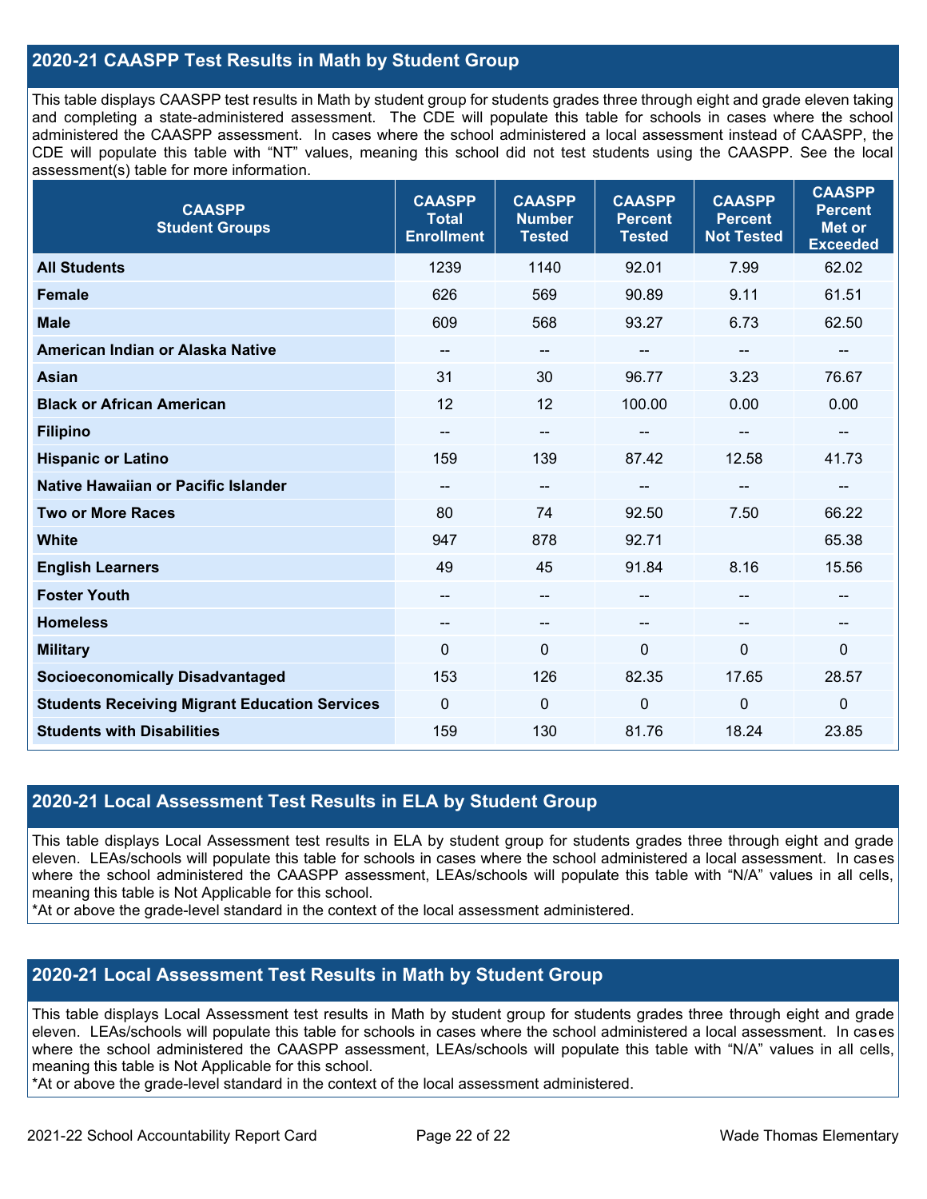## 2020-21 CAASPP Test Results in Math by Student Group

This table displays CAASPP test results in Math by student group for students grades three through eight and grade eleven taking and completing a state-administered assessment. The CDE will populate this table for schools in cases where the school administered the CAASPP assessment. In cases where the school administered a local assessment instead of CAASPP, the CDE will populate this table with "NT" values, meaning this school did not test students using the CAASPP. See the local assessment(s) table for more information.

| CAASPP Student Groups | CAASPP Total Enrollment | CAASPP Number Tested | CAASPP Percent Tested | CAASPP Percent Not Tested | CAASPP Percent Met or Exceeded |
| --- | --- | --- | --- | --- | --- |
| **All Students** | 1239 | 1140 | 92.01 | 7.99 | 62.02 |
| **Female** | 626 | 569 | 90.89 | 9.11 | 61.51 |
| **Male** | 609 | 568 | 93.27 | 6.73 | 62.50 |
| **American Indian or Alaska Native** | -- | -- | -- | -- | -- |
| **Asian** | 31 | 30 | 96.77 | 3.23 | 76.67 |
| **Black or African American** | 12 | 12 | 100.00 | 0.00 | 0.00 |
| **Filipino** | -- | -- | -- | -- | -- |
| **Hispanic or Latino** | 159 | 139 | 87.42 | 12.58 | 41.73 |
| **Native Hawaiian or Pacific Islander** | -- | -- | -- | -- | -- |
| **Two or More Races** | 80 | 74 | 92.50 | 7.50 | 66.22 |
| **White** | 947 | 878 | 92.71 | | 65.38 |
| **English Learners** | 49 | 45 | 91.84 | 8.16 | 15.56 |
| **Foster Youth** | -- | -- | -- | -- | -- |
| **Homeless** | -- | -- | -- | -- | -- |
| **Military** | 0 | 0 | 0 | 0 | 0 |
| **Socioeconomically Disadvantaged** | 153 | 126 | 82.35 | 17.65 | 28.57 |
| **Students Receiving Migrant Education Services** | 0 | 0 | 0 | 0 | 0 |
| **Students with Disabilities** | 159 | 130 | 81.76 | 18.24 | 23.85 |

## 2020-21 Local Assessment Test Results in ELA by Student Group

This table displays Local Assessment test results in ELA by student group for students grades three through eight and grade eleven. LEAs/schools will populate this table for schools in cases where the school administered a local assessment. In cases where the school administered the CAASPP assessment, LEAs/schools will populate this table with "N/A" values in all cells, meaning this table is Not Applicable for this school.

*At or above the grade-level standard in the context of the local assessment administered.

## 2020-21 Local Assessment Test Results in Math by Student Group

This table displays Local Assessment test results in Math by student group for students grades three through eight and grade eleven. LEAs/schools will populate this table for schools in cases where the school administered a local assessment. In cases where the school administered the CAASPP assessment, LEAs/schools will populate this table with "N/A" values in all cells, meaning this table is Not Applicable for this school.

*At or above the grade-level standard in the context of the local assessment administered.